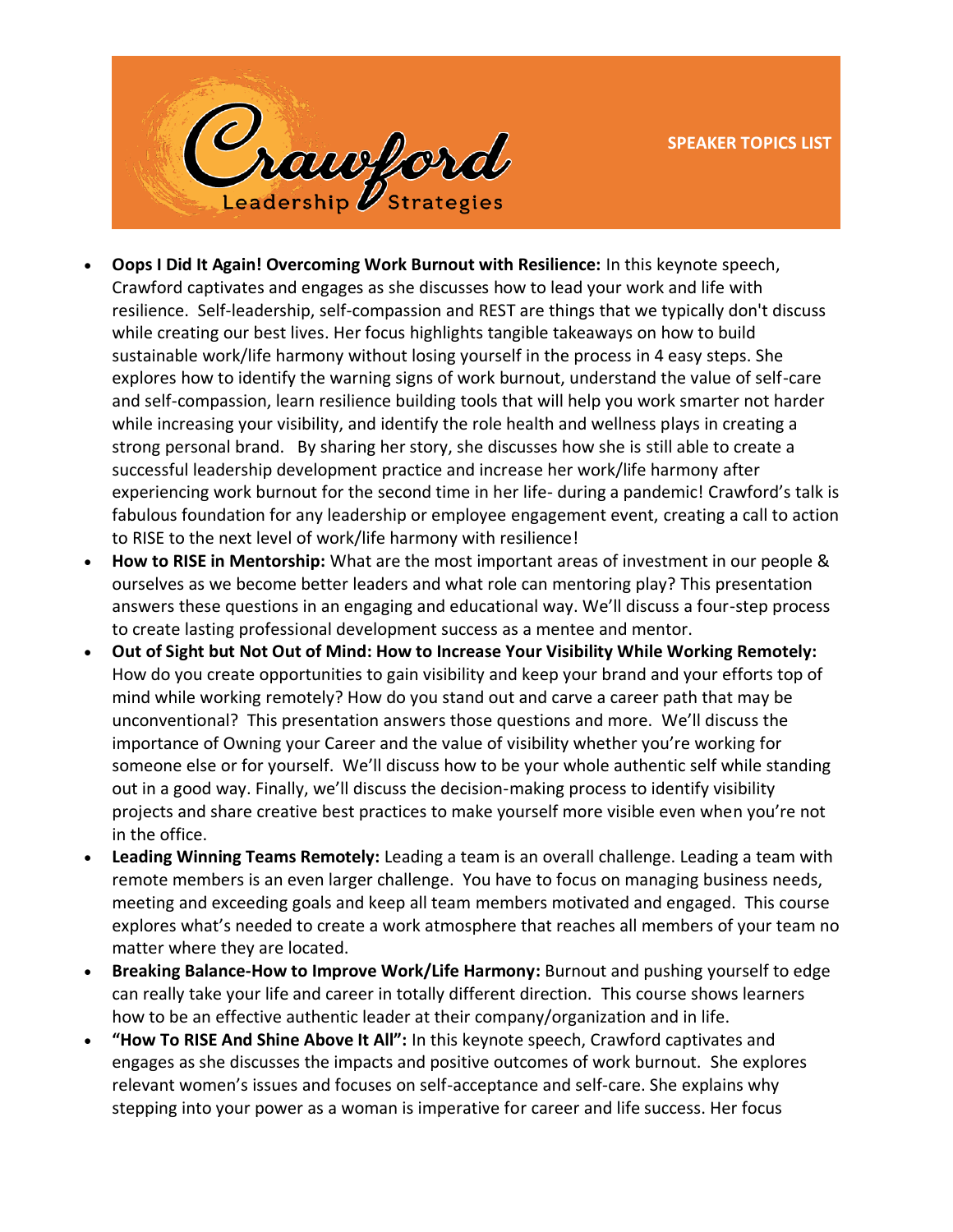# Crawford Leadership Strategies

**SPEAKER TOPICS LIST**

- **Oops I Did It Again! Overcoming Work Burnout with Resilience:** In this keynote speech, Crawford captivates and engages as she discusses how to lead your work and life with resilience. Self-leadership, self-compassion and REST are things that we typically don't discuss while creating our best lives. Her focus highlights tangible takeaways on how to build sustainable work/life harmony without losing yourself in the process in 4 easy steps. She explores how to identify the warning signs of work burnout, understand the value of self-care and self-compassion, learn resilience building tools that will help you work smarter not harder while increasing your visibility, and identify the role health and wellness plays in creating a strong personal brand. By sharing her story, she discusses how she is still able to create a successful leadership development practice and increase her work/life harmony after experiencing work burnout for the second time in her life- during a pandemic! Crawford's talk is fabulous foundation for any leadership or employee engagement event, creating a call to action to RISE to the next level of work/life harmony with resilience!
- **How to RISE in Mentorship:** What are the most important areas of investment in our people & ourselves as we become better leaders and what role can mentoring play? This presentation answers these questions in an engaging and educational way. We'll discuss a four-step process to create lasting professional development success as a mentee and mentor.
- **Out of Sight but Not Out of Mind: How to Increase Your Visibility While Working Remotely:** How do you create opportunities to gain visibility and keep your brand and your efforts top of mind while working remotely? How do you stand out and carve a career path that may be unconventional? This presentation answers those questions and more. We'll discuss the importance of Owning your Career and the value of visibility whether you're working for someone else or for yourself. We'll discuss how to be your whole authentic self while standing out in a good way. Finally, we'll discuss the decision-making process to identify visibility projects and share creative best practices to make yourself more visible even when you're not in the office.
- **Leading Winning Teams Remotely:** Leading a team is an overall challenge. Leading a team with remote members is an even larger challenge. You have to focus on managing business needs, meeting and exceeding goals and keep all team members motivated and engaged. This course explores what's needed to create a work atmosphere that reaches all members of your team no matter where they are located.
- **Breaking Balance-How to Improve Work/Life Harmony:** Burnout and pushing yourself to edge can really take your life and career in totally different direction. This course shows learners how to be an effective authentic leader at their company/organization and in life.
- **"How To RISE And Shine Above It All":** In this keynote speech, Crawford captivates and engages as she discusses the impacts and positive outcomes of work burnout. She explores relevant women's issues and focuses on self-acceptance and self-care. She explains why stepping into your power as a woman is imperative for career and life success. Her focus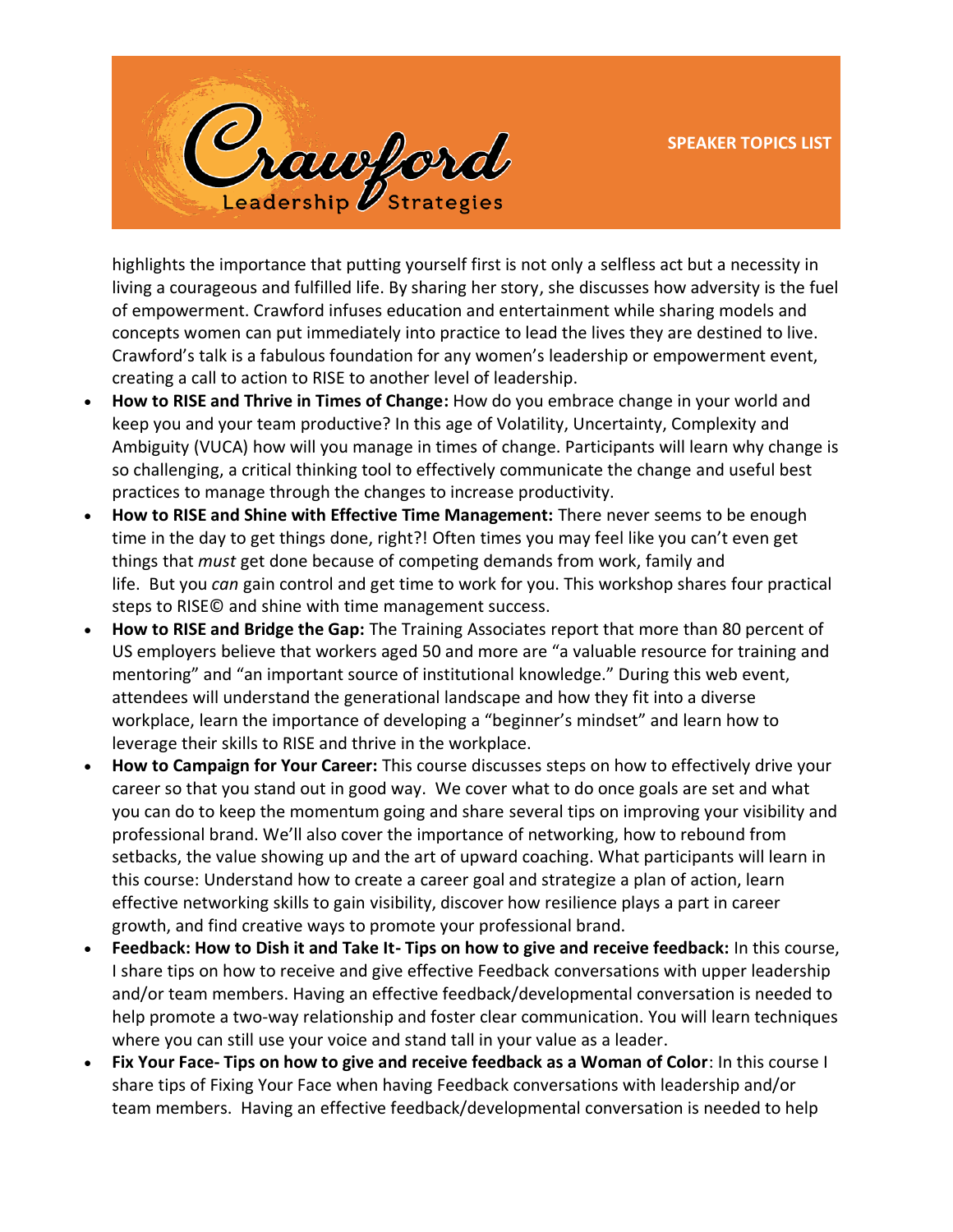highlights the importance that putting yourself first is not only a selfless act but a necessity in living a courageous and fulfilled life. By sharing her story, she discusses how adversity is the fuel of empowerment. Crawford infuses education and entertainment while sharing models and concepts women can put immediately into practice to lead the lives they are destined to live. Crawford's talk is a fabulous foundation for any women's leadership or empowerment event, creating a call to action to RISE to another level of leadership.

- **How to RISE and Thrive in Times of Change:** How do you embrace change in your world and keep you and your team productive? In this age of Volatility, Uncertainty, Complexity and Ambiguity (VUCA) how will you manage in times of change. Participants will learn why change is so challenging, a critical thinking tool to effectively communicate the change and useful best practices to manage through the changes to increase productivity.
- **How to RISE and Shine with Effective Time Management:** There never seems to be enough time in the day to get things done, right?! Often times you may feel like you can't even get things that *must* get done because of competing demands from work, family and life. But you *can* gain control and get time to work for you. This workshop shares four practical steps to RISE© and shine with time management success.
- **How to RISE and Bridge the Gap:** The Training Associates report that more than 80 percent of US employers believe that workers aged 50 and more are "a valuable resource for training and mentoring" and "an important source of institutional knowledge." During this web event, attendees will understand the generational landscape and how they fit into a diverse workplace, learn the importance of developing a "beginner's mindset" and learn how to leverage their skills to RISE and thrive in the workplace.
- **How to Campaign for Your Career:** This course discusses steps on how to effectively drive your career so that you stand out in good way. We cover what to do once goals are set and what you can do to keep the momentum going and share several tips on improving your visibility and professional brand. We'll also cover the importance of networking, how to rebound from setbacks, the value showing up and the art of upward coaching. What participants will learn in this course: Understand how to create a career goal and strategize a plan of action, learn effective networking skills to gain visibility, discover how resilience plays a part in career growth, and find creative ways to promote your professional brand.
- **Feedback: How to Dish it and Take It- Tips on how to give and receive feedback:** In this course, I share tips on how to receive and give effective Feedback conversations with upper leadership and/or team members. Having an effective feedback/developmental conversation is needed to help promote a two-way relationship and foster clear communication. You will learn techniques where you can still use your voice and stand tall in your value as a leader.
- **Fix Your Face- Tips on how to give and receive feedback as a Woman of Color**: In this course I share tips of Fixing Your Face when having Feedback conversations with leadership and/or team members. Having an effective feedback/developmental conversation is needed to help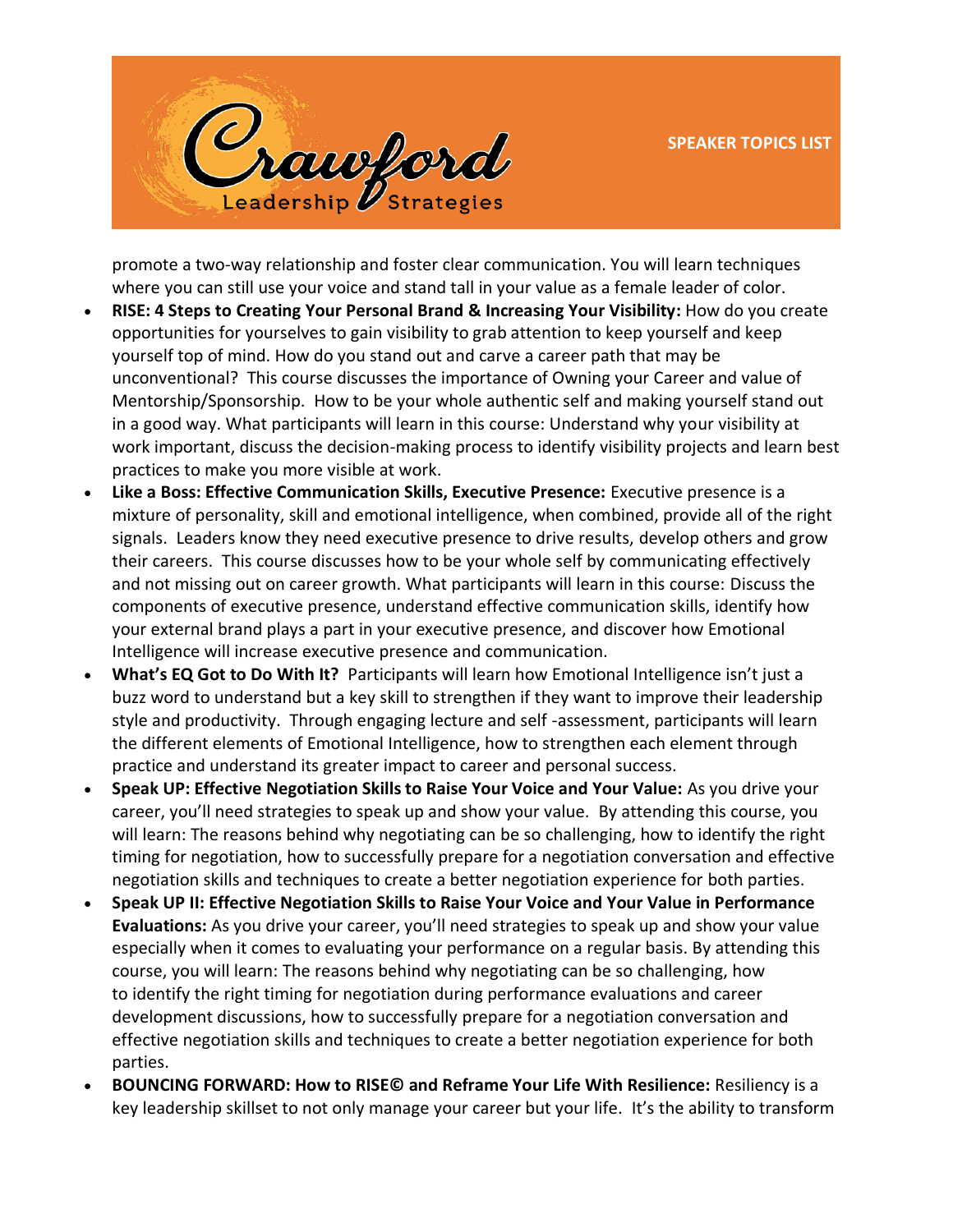promote a two-way relationship and foster clear communication. You will learn techniques where you can still use your voice and stand tall in your value as a female leader of color.

- **RISE: 4 Steps to Creating Your Personal Brand & Increasing Your Visibility:** How do you create opportunities for yourselves to gain visibility to grab attention to keep yourself and keep yourself top of mind. How do you stand out and carve a career path that may be unconventional? This course discusses the importance of Owning your Career and value of Mentorship/Sponsorship. How to be your whole authentic self and making yourself stand out in a good way. What participants will learn in this course: Understand why your visibility at work important, discuss the decision-making process to identify visibility projects and learn best practices to make you more visible at work.
- **Like a Boss: Effective Communication Skills, Executive Presence:** Executive presence is a mixture of personality, skill and emotional intelligence, when combined, provide all of the right signals. Leaders know they need executive presence to drive results, develop others and grow their careers. This course discusses how to be your whole self by communicating effectively and not missing out on career growth. What participants will learn in this course: Discuss the components of executive presence, understand effective communication skills, identify how your external brand plays a part in your executive presence, and discover how Emotional Intelligence will increase executive presence and communication.
- **What's EQ Got to Do With It?** Participants will learn how Emotional Intelligence isn't just a buzz word to understand but a key skill to strengthen if they want to improve their leadership style and productivity. Through engaging lecture and self -assessment, participants will learn the different elements of Emotional Intelligence, how to strengthen each element through practice and understand its greater impact to career and personal success.
- **Speak UP: Effective Negotiation Skills to Raise Your Voice and Your Value:** As you drive your career, you'll need strategies to speak up and show your value. By attending this course, you will learn: The reasons behind why negotiating can be so challenging, how to identify the right timing for negotiation, how to successfully prepare for a negotiation conversation and effective negotiation skills and techniques to create a better negotiation experience for both parties.
- **Speak UP II: Effective Negotiation Skills to Raise Your Voice and Your Value in Performance Evaluations:** As you drive your career, you'll need strategies to speak up and show your value especially when it comes to evaluating your performance on a regular basis. By attending this course, you will learn: The reasons behind why negotiating can be so challenging, how to identify the right timing for negotiation during performance evaluations and career development discussions, how to successfully prepare for a negotiation conversation and effective negotiation skills and techniques to create a better negotiation experience for both parties.
- **BOUNCING FORWARD: How to RISE© and Reframe Your Life With Resilience:** Resiliency is a key leadership skillset to not only manage your career but your life. It's the ability to transform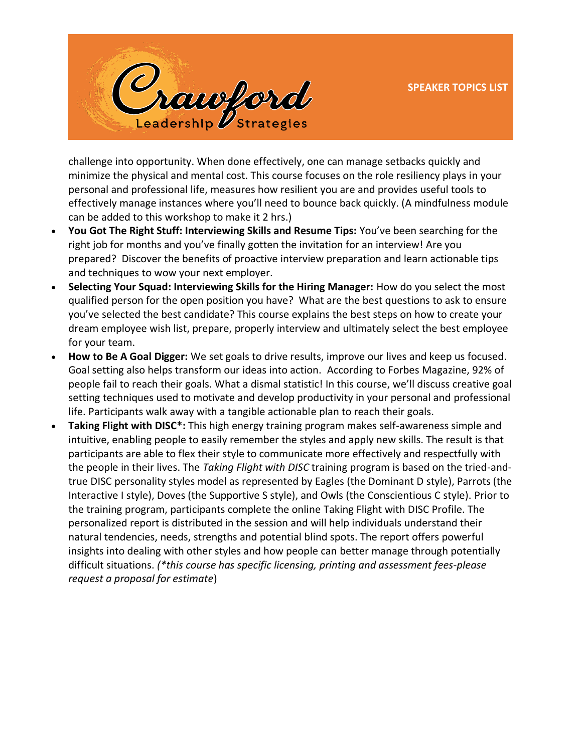challenge into opportunity. When done effectively, one can manage setbacks quickly and minimize the physical and mental cost. This course focuses on the role resiliency plays in your personal and professional life, measures how resilient you are and provides useful tools to effectively manage instances where you'll need to bounce back quickly. (A mindfulness module can be added to this workshop to make it 2 hrs.)

- **You Got The Right Stuff: Interviewing Skills and Resume Tips:** You've been searching for the right job for months and you've finally gotten the invitation for an interview! Are you prepared? Discover the benefits of proactive interview preparation and learn actionable tips and techniques to wow your next employer.
- **Selecting Your Squad: Interviewing Skills for the Hiring Manager:** How do you select the most qualified person for the open position you have? What are the best questions to ask to ensure you've selected the best candidate? This course explains the best steps on how to create your dream employee wish list, prepare, properly interview and ultimately select the best employee for your team.
- **How to Be A Goal Digger:** We set goals to drive results, improve our lives and keep us focused. Goal setting also helps transform our ideas into action. According to Forbes Magazine, 92% of people fail to reach their goals. What a dismal statistic! In this course, we'll discuss creative goal setting techniques used to motivate and develop productivity in your personal and professional life. Participants walk away with a tangible actionable plan to reach their goals.
- **Taking Flight with DISC*:** This high energy training program makes self-awareness simple and intuitive, enabling people to easily remember the styles and apply new skills. The result is that participants are able to flex their style to communicate more effectively and respectfully with the people in their lives. The *Taking Flight with DISC* training program is based on the tried-and-true DISC personality styles model as represented by Eagles (the Dominant D style), Parrots (the Interactive I style), Doves (the Supportive S style), and Owls (the Conscientious C style). Prior to the training program, participants complete the online Taking Flight with DISC Profile. The personalized report is distributed in the session and will help individuals understand their natural tendencies, needs, strengths and potential blind spots. The report offers powerful insights into dealing with other styles and how people can better manage through potentially difficult situations. *(*this course has specific licensing, printing and assessment fees-please request a proposal for estimate*)